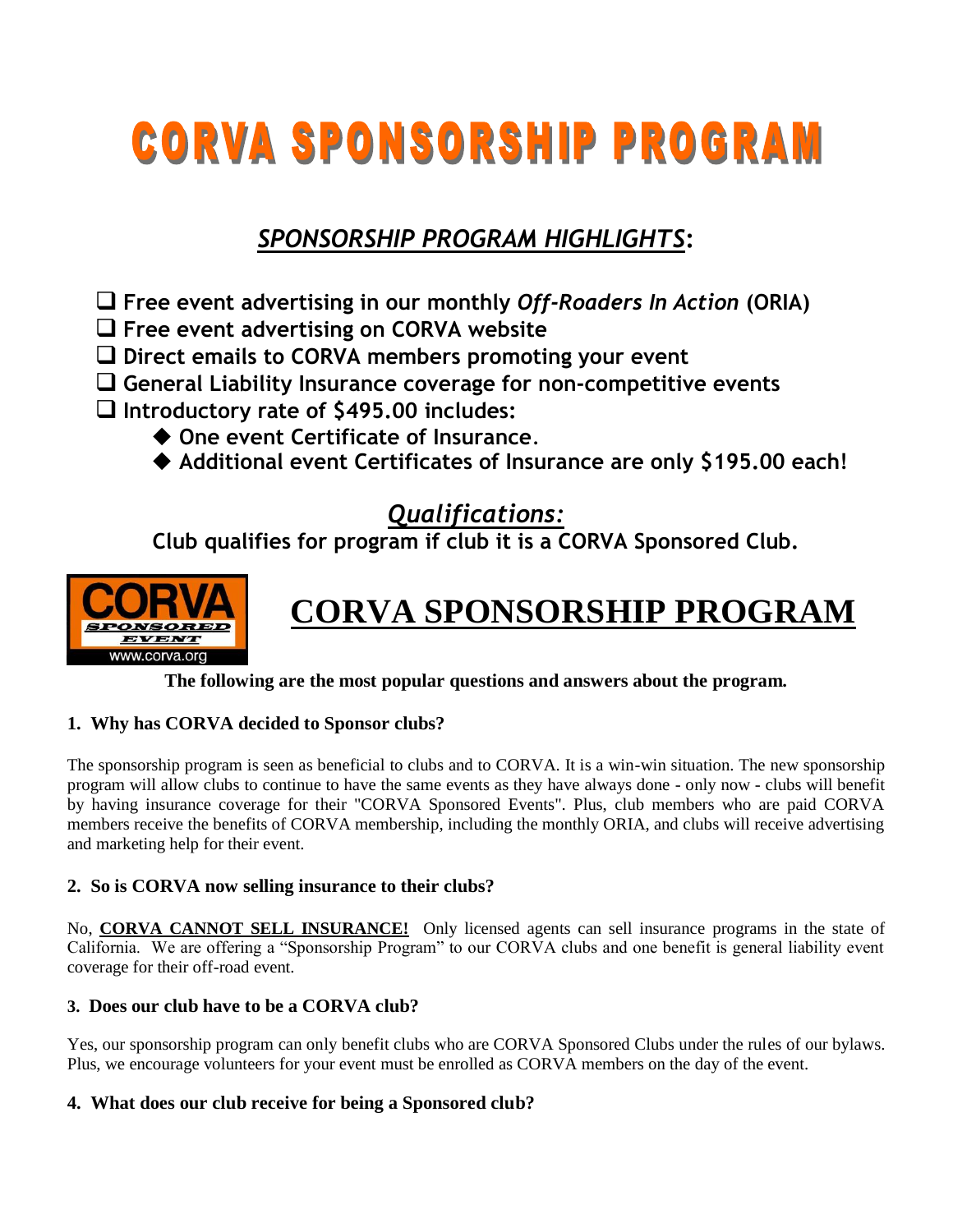# CORVA SPONSORSHIP PROGRAM

## *SPONSORSHIP PROGRAM HIGHLIGHTS*:

- ❑ **Free event advertising in our monthly *Off-Roaders In Action* (ORIA)**
- ❑ **Free event advertising on CORVA website**
- ❑ **Direct emails to CORVA members promoting your event**
- ❑ **General Liability Insurance coverage for non-competitive events**
- ❑ **Introductory rate of $495.00 includes:**
  - ◆ **One event Certificate of Insurance**.
  - ◆ **Additional event Certificates of Insurance are only $195.00 each!**

## *Qualifications:*

**Club qualifies for program if club it is a CORVA Sponsored Club.**

CORVA SPONSORED EVENT www.corva.org

# CORVA SPONSORSHIP PROGRAM

**The following are the most popular questions and answers about the program.**

### 1. Why has CORVA decided to Sponsor clubs?

The sponsorship program is seen as beneficial to clubs and to CORVA. It is a win-win situation. The new sponsorship program will allow clubs to continue to have the same events as they have always done - only now - clubs will benefit by having insurance coverage for their "CORVA Sponsored Events". Plus, club members who are paid CORVA members receive the benefits of CORVA membership, including the monthly ORIA, and clubs will receive advertising and marketing help for their event.

### 2. So is CORVA now selling insurance to their clubs?

No, **CORVA CANNOT SELL INSURANCE!** Only licensed agents can sell insurance programs in the state of California. We are offering a "Sponsorship Program" to our CORVA clubs and one benefit is general liability event coverage for their off-road event.

### 3. Does our club have to be a CORVA club?

Yes, our sponsorship program can only benefit clubs who are CORVA Sponsored Clubs under the rules of our bylaws. Plus, we encourage volunteers for your event must be enrolled as CORVA members on the day of the event.

### 4. What does our club receive for being a Sponsored club?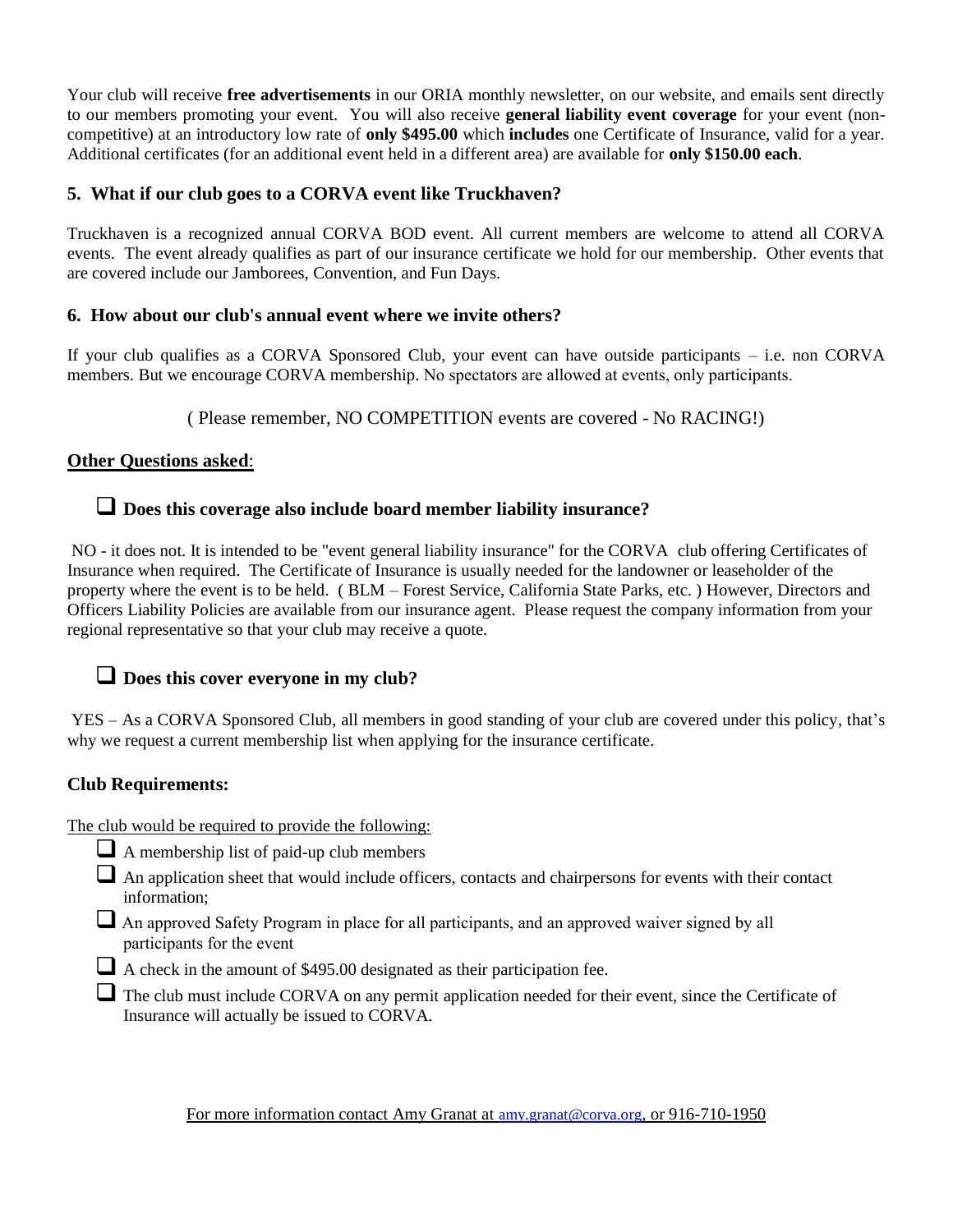Your club will receive **free advertisements** in our ORIA monthly newsletter, on our website, and emails sent directly to our members promoting your event. You will also receive **general liability event coverage** for your event (non-competitive) at an introductory low rate of **only $495.00** which **includes** one Certificate of Insurance, valid for a year. Additional certificates (for an additional event held in a different area) are available for **only $150.00 each**.

### 5. What if our club goes to a CORVA event like Truckhaven?

Truckhaven is a recognized annual CORVA BOD event. All current members are welcome to attend all CORVA events. The event already qualifies as part of our insurance certificate we hold for our membership. Other events that are covered include our Jamborees, Convention, and Fun Days.

### 6. How about our club's annual event where we invite others?

If your club qualifies as a CORVA Sponsored Club, your event can have outside participants – i.e. non CORVA members. But we encourage CORVA membership. No spectators are allowed at events, only participants.

( Please remember, NO COMPETITION events are covered - No RACING!)

## Other Questions asked:

- **Does this coverage also include board member liability insurance?**

NO - it does not. It is intended to be "event general liability insurance" for the CORVA club offering Certificates of Insurance when required. The Certificate of Insurance is usually needed for the landowner or leaseholder of the property where the event is to be held. ( BLM – Forest Service, California State Parks, etc. ) However, Directors and Officers Liability Policies are available from our insurance agent. Please request the company information from your regional representative so that your club may receive a quote.

- **Does this cover everyone in my club?**

YES – As a CORVA Sponsored Club, all members in good standing of your club are covered under this policy, that's why we request a current membership list when applying for the insurance certificate.

### Club Requirements:

The club would be required to provide the following:

- A membership list of paid-up club members
- An application sheet that would include officers, contacts and chairpersons for events with their contact information;
- An approved Safety Program in place for all participants, and an approved waiver signed by all participants for the event
- A check in the amount of $495.00 designated as their participation fee.
- The club must include CORVA on any permit application needed for their event, since the Certificate of Insurance will actually be issued to CORVA.

For more information contact Amy Granat at amy.granat@corva.org, or 916-710-1950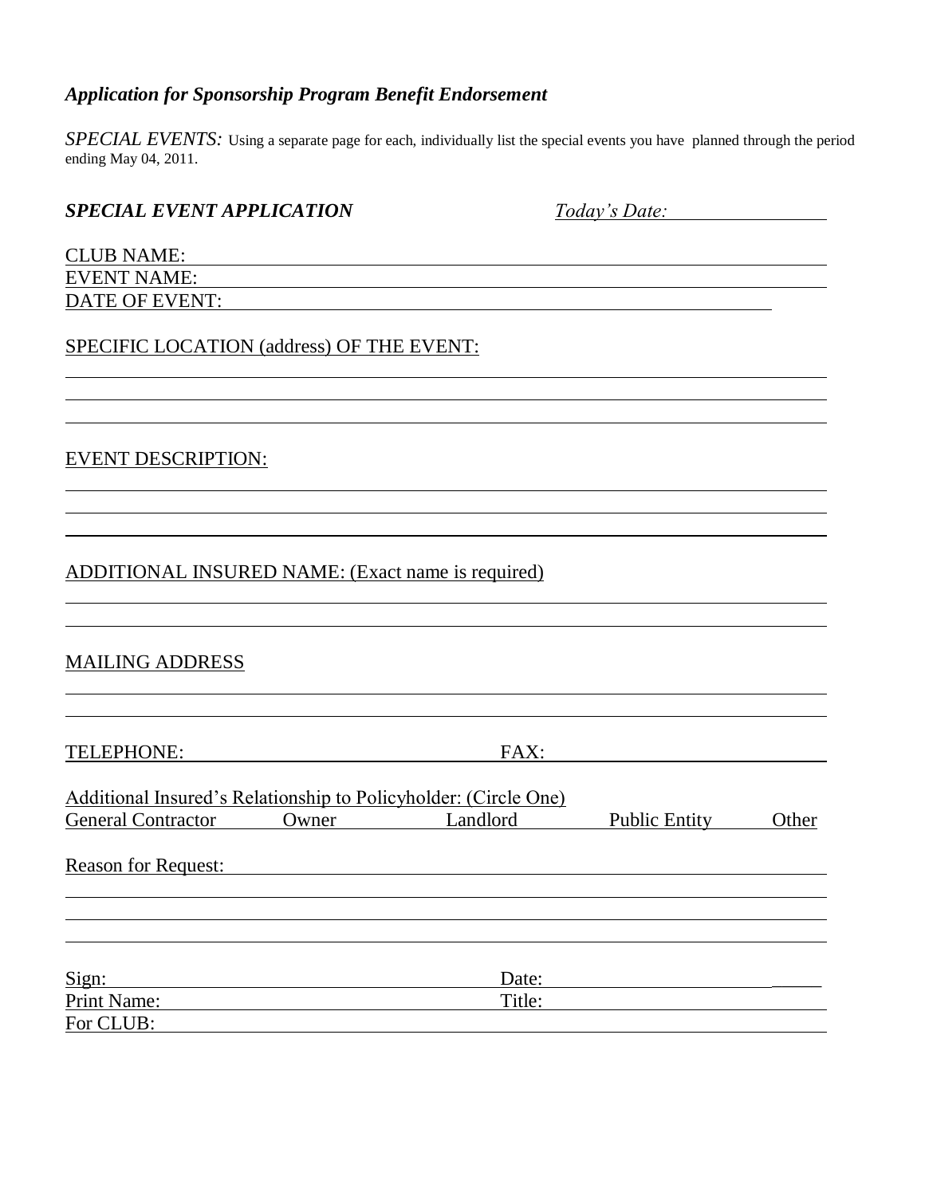*Application for Sponsorship Program Benefit Endorsement*

*SPECIAL EVENTS:* Using a separate page for each, individually list the special events you have planned through the period ending May 04, 2011.

***SPECIAL EVENT APPLICATION*** *Today's Date:* \_\_\_\_\_\_\_\_\_\_\_\_\_\_\_

CLUB NAME: \_\_\_\_\_\_\_\_\_\_\_\_\_\_\_\_\_\_\_\_\_\_\_\_\_\_\_\_\_\_\_\_\_\_\_\_\_\_\_\_\_\_\_\_\_\_\_\_\_\_\_\_\_\_\_\_\_\_\_\_

EVENT NAME: \_\_\_\_\_\_\_\_\_\_\_\_\_\_\_\_\_\_\_\_\_\_\_\_\_\_\_\_\_\_\_\_\_\_\_\_\_\_\_\_\_\_\_\_\_\_\_\_\_\_\_\_\_\_\_\_\_\_\_

DATE OF EVENT: \_\_\_\_\_\_\_\_\_\_\_\_\_\_\_\_\_\_\_\_\_\_\_\_\_\_\_\_\_\_\_\_\_\_\_\_\_\_\_\_\_\_\_\_\_\_\_\_\_\_\_\_\_\_

SPECIFIC LOCATION (address) OF THE EVENT:

\_\_\_\_\_\_\_\_\_\_\_\_\_\_\_\_\_\_\_\_\_\_\_\_\_\_\_\_\_\_\_\_\_\_\_\_\_\_\_\_\_\_\_\_\_\_\_\_\_\_\_\_\_\_\_\_\_\_\_\_\_\_\_\_\_\_\_\_\_\_

\_\_\_\_\_\_\_\_\_\_\_\_\_\_\_\_\_\_\_\_\_\_\_\_\_\_\_\_\_\_\_\_\_\_\_\_\_\_\_\_\_\_\_\_\_\_\_\_\_\_\_\_\_\_\_\_\_\_\_\_\_\_\_\_\_\_\_\_\_\_

\_\_\_\_\_\_\_\_\_\_\_\_\_\_\_\_\_\_\_\_\_\_\_\_\_\_\_\_\_\_\_\_\_\_\_\_\_\_\_\_\_\_\_\_\_\_\_\_\_\_\_\_\_\_\_\_\_\_\_\_\_\_\_\_\_\_\_\_\_\_

EVENT DESCRIPTION:

\_\_\_\_\_\_\_\_\_\_\_\_\_\_\_\_\_\_\_\_\_\_\_\_\_\_\_\_\_\_\_\_\_\_\_\_\_\_\_\_\_\_\_\_\_\_\_\_\_\_\_\_\_\_\_\_\_\_\_\_\_\_\_\_\_\_\_\_\_\_

\_\_\_\_\_\_\_\_\_\_\_\_\_\_\_\_\_\_\_\_\_\_\_\_\_\_\_\_\_\_\_\_\_\_\_\_\_\_\_\_\_\_\_\_\_\_\_\_\_\_\_\_\_\_\_\_\_\_\_\_\_\_\_\_\_\_\_\_\_\_

\_\_\_\_\_\_\_\_\_\_\_\_\_\_\_\_\_\_\_\_\_\_\_\_\_\_\_\_\_\_\_\_\_\_\_\_\_\_\_\_\_\_\_\_\_\_\_\_\_\_\_\_\_\_\_\_\_\_\_\_\_\_\_\_\_\_\_\_\_\_

ADDITIONAL INSURED NAME: (Exact name is required)

\_\_\_\_\_\_\_\_\_\_\_\_\_\_\_\_\_\_\_\_\_\_\_\_\_\_\_\_\_\_\_\_\_\_\_\_\_\_\_\_\_\_\_\_\_\_\_\_\_\_\_\_\_\_\_\_\_\_\_\_\_\_\_\_\_\_\_\_\_\_

\_\_\_\_\_\_\_\_\_\_\_\_\_\_\_\_\_\_\_\_\_\_\_\_\_\_\_\_\_\_\_\_\_\_\_\_\_\_\_\_\_\_\_\_\_\_\_\_\_\_\_\_\_\_\_\_\_\_\_\_\_\_\_\_\_\_\_\_\_\_

MAILING ADDRESS

\_\_\_\_\_\_\_\_\_\_\_\_\_\_\_\_\_\_\_\_\_\_\_\_\_\_\_\_\_\_\_\_\_\_\_\_\_\_\_\_\_\_\_\_\_\_\_\_\_\_\_\_\_\_\_\_\_\_\_\_\_\_\_\_\_\_\_\_\_\_

\_\_\_\_\_\_\_\_\_\_\_\_\_\_\_\_\_\_\_\_\_\_\_\_\_\_\_\_\_\_\_\_\_\_\_\_\_\_\_\_\_\_\_\_\_\_\_\_\_\_\_\_\_\_\_\_\_\_\_\_\_\_\_\_\_\_\_\_\_\_

TELEPHONE: \_\_\_\_\_\_\_\_\_\_\_\_\_\_\_\_\_\_\_\_\_\_\_\_\_\_ FAX: \_\_\_\_\_\_\_\_\_\_\_\_\_\_\_\_\_\_\_\_\_\_\_\_\_\_

Additional Insured's Relationship to Policyholder: (Circle One)

General Contractor Owner Landlord Public Entity Other

Reason for Request: \_\_\_\_\_\_\_\_\_\_\_\_\_\_\_\_\_\_\_\_\_\_\_\_\_\_\_\_\_\_\_\_\_\_\_\_\_\_\_\_\_\_\_\_\_\_\_\_\_\_\_\_\_

\_\_\_\_\_\_\_\_\_\_\_\_\_\_\_\_\_\_\_\_\_\_\_\_\_\_\_\_\_\_\_\_\_\_\_\_\_\_\_\_\_\_\_\_\_\_\_\_\_\_\_\_\_\_\_\_\_\_\_\_\_\_\_\_\_\_\_\_\_\_

\_\_\_\_\_\_\_\_\_\_\_\_\_\_\_\_\_\_\_\_\_\_\_\_\_\_\_\_\_\_\_\_\_\_\_\_\_\_\_\_\_\_\_\_\_\_\_\_\_\_\_\_\_\_\_\_\_\_\_\_\_\_\_\_\_\_\_\_\_\_

\_\_\_\_\_\_\_\_\_\_\_\_\_\_\_\_\_\_\_\_\_\_\_\_\_\_\_\_\_\_\_\_\_\_\_\_\_\_\_\_\_\_\_\_\_\_\_\_\_\_\_\_\_\_\_\_\_\_\_\_\_\_\_\_\_\_\_\_\_\_

Sign: \_\_\_\_\_\_\_\_\_\_\_\_\_\_\_\_\_\_\_\_\_\_\_\_\_\_\_\_\_\_\_\_\_\_ Date: \_\_\_\_\_\_\_\_\_\_\_\_\_\_\_\_\_\_\_\_\_\_\_\_\_\_

Print Name: \_\_\_\_\_\_\_\_\_\_\_\_\_\_\_\_\_\_\_\_\_\_\_\_\_\_\_\_ Title: \_\_\_\_\_\_\_\_\_\_\_\_\_\_\_\_\_\_\_\_\_\_\_\_\_\_

For CLUB: \_\_\_\_\_\_\_\_\_\_\_\_\_\_\_\_\_\_\_\_\_\_\_\_\_\_\_\_\_\_\_\_\_\_\_\_\_\_\_\_\_\_\_\_\_\_\_\_\_\_\_\_\_\_\_\_\_\_\_\_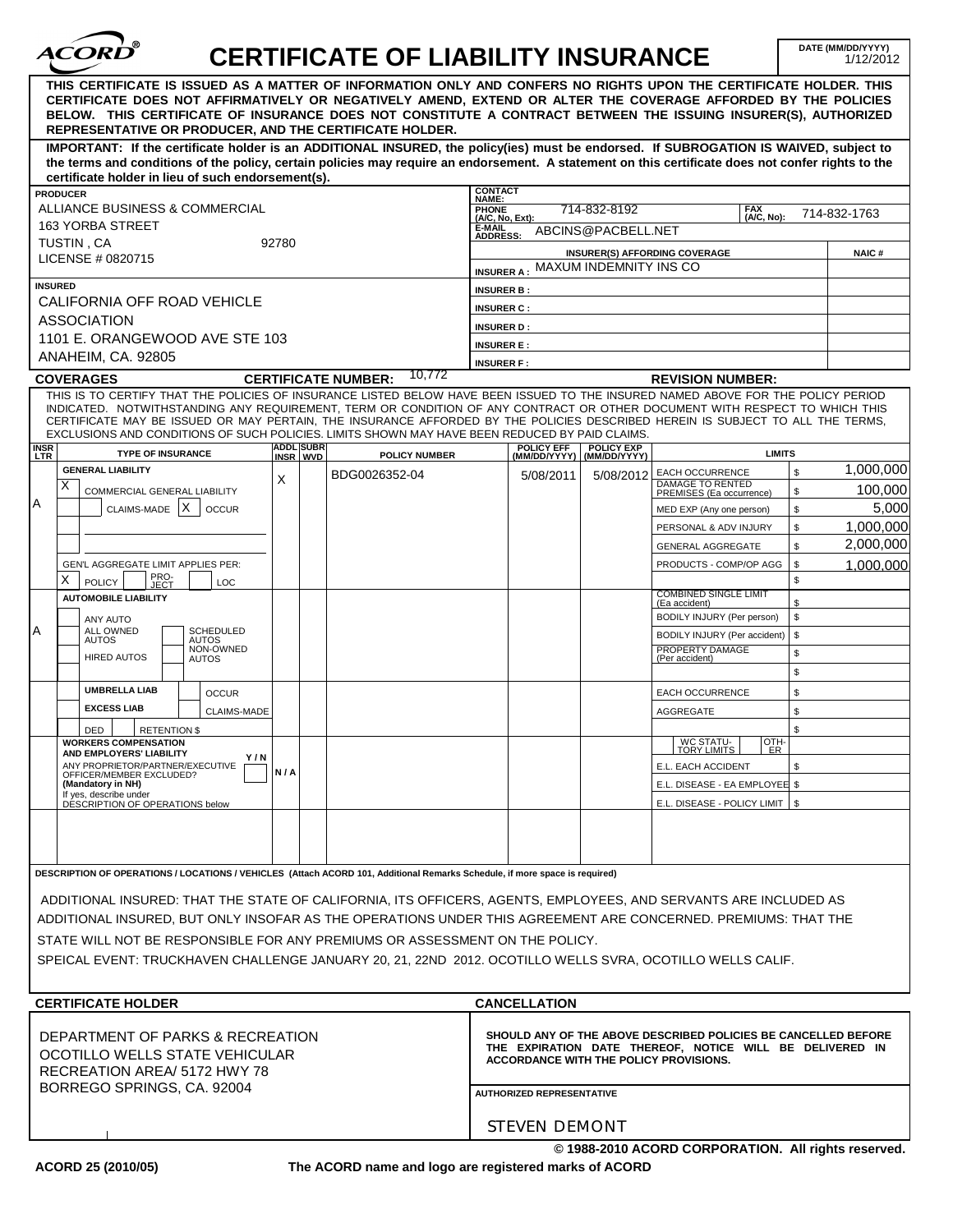# CERTIFICATE OF LIABILITY INSURANCE

ACORD®

DATE (MM/DD/YYYY) 1/12/2012

**THIS CERTIFICATE IS ISSUED AS A MATTER OF INFORMATION ONLY AND CONFERS NO RIGHTS UPON THE CERTIFICATE HOLDER. THIS CERTIFICATE DOES NOT AFFIRMATIVELY OR NEGATIVELY AMEND, EXTEND OR ALTER THE COVERAGE AFFORDED BY THE POLICIES BELOW. THIS CERTIFICATE OF INSURANCE DOES NOT CONSTITUTE A CONTRACT BETWEEN THE ISSUING INSURER(S), AUTHORIZED REPRESENTATIVE OR PRODUCER, AND THE CERTIFICATE HOLDER.**

**IMPORTANT: If the certificate holder is an ADDITIONAL INSURED, the policy(ies) must be endorsed. If SUBROGATION IS WAIVED, subject to the terms and conditions of the policy, certain policies may require an endorsement. A statement on this certificate does not confer rights to the certificate holder in lieu of such endorsement(s).**

| | | |
|---|---|---|
| **PRODUCER**<br>ALLIANCE BUSINESS & COMMERCIAL<br>163 YORBA STREET<br>TUSTIN , CA 92780<br>LICENSE # 0820715 | CONTACT NAME:<br>PHONE (A/C, No, Ext): 714-832-8192 FAX (A/C, No): 714-832-1763<br>E-MAIL ADDRESS: ABCINS@PACBELL.NET | |
| | **INSURER(S) AFFORDING COVERAGE** | **NAIC #** |
| | INSURER A : MAXUM INDEMNITY INS CO | |
| **INSURED**<br>CALIFORNIA OFF ROAD VEHICLE ASSOCIATION<br>1101 E. ORANGEWOOD AVE STE 103<br>ANAHEIM, CA. 92805 | INSURER B : | |
| | INSURER C : | |
| | INSURER D : | |
| | INSURER E : | |
| | INSURER F : | |

**COVERAGES** **CERTIFICATE NUMBER:** 10,772 **REVISION NUMBER:**

THIS IS TO CERTIFY THAT THE POLICIES OF INSURANCE LISTED BELOW HAVE BEEN ISSUED TO THE INSURED NAMED ABOVE FOR THE POLICY PERIOD INDICATED. NOTWITHSTANDING ANY REQUIREMENT, TERM OR CONDITION OF ANY CONTRACT OR OTHER DOCUMENT WITH RESPECT TO WHICH THIS CERTIFICATE MAY BE ISSUED OR MAY PERTAIN, THE INSURANCE AFFORDED BY THE POLICIES DESCRIBED HEREIN IS SUBJECT TO ALL THE TERMS, EXCLUSIONS AND CONDITIONS OF SUCH POLICIES. LIMITS SHOWN MAY HAVE BEEN REDUCED BY PAID CLAIMS.

| INSR LTR | TYPE OF INSURANCE | ADDL INSR | SUBR WVD | POLICY NUMBER | POLICY EFF (MM/DD/YYYY) | POLICY EXP (MM/DD/YYYY) | LIMITS | |
|---|---|---|---|---|---|---|---|---|
| A | **GENERAL LIABILITY**<br>X COMMERCIAL GENERAL LIABILITY<br>CLAIMS-MADE X OCCUR<br>GEN'L AGGREGATE LIMIT APPLIES PER: X POLICY ☐ PRO-JECT ☐ LOC | X | | BDG0026352-04 | 5/08/2011 | 5/08/2012 | EACH OCCURRENCE | $ 1,000,000 |
| | | | | | | | DAMAGE TO RENTED PREMISES (Ea occurrence) | $ 100,000 |
| | | | | | | | MED EXP (Any one person) | $ 5,000 |
| | | | | | | | PERSONAL & ADV INJURY | $ 1,000,000 |
| | | | | | | | GENERAL AGGREGATE | $ 2,000,000 |
| | | | | | | | PRODUCTS - COMP/OP AGG | $ 1,000,000 |
| A | **AUTOMOBILE LIABILITY**<br>ANY AUTO<br>ALL OWNED AUTOS / SCHEDULED AUTOS<br>HIRED AUTOS / NON-OWNED AUTOS | | | | | | COMBINED SINGLE LIMIT (Ea accident) | $ |
| | | | | | | | BODILY INJURY (Per person) | $ |
| | | | | | | | BODILY INJURY (Per accident) | $ |
| | | | | | | | PROPERTY DAMAGE (Per accident) | $ |
| | **UMBRELLA LIAB** OCCUR<br>**EXCESS LIAB** CLAIMS-MADE<br>DED RETENTION $ | | | | | | EACH OCCURRENCE | $ |
| | | | | | | | AGGREGATE | $ |
| | **WORKERS COMPENSATION AND EMPLOYERS' LIABILITY** Y / N<br>ANY PROPRIETOR/PARTNER/EXECUTIVE OFFICER/MEMBER EXCLUDED? (Mandatory in NH)<br>If yes, describe under DESCRIPTION OF OPERATIONS below | N / A | | | | | WC STATU-TORY LIMITS / OTH-ER | |
| | | | | | | | E.L. EACH ACCIDENT | $ |
| | | | | | | | E.L. DISEASE - EA EMPLOYEE | $ |
| | | | | | | | E.L. DISEASE - POLICY LIMIT | $ |

**DESCRIPTION OF OPERATIONS / LOCATIONS / VEHICLES** (Attach ACORD 101, Additional Remarks Schedule, if more space is required)

ADDITIONAL INSURED: THAT THE STATE OF CALIFORNIA, ITS OFFICERS, AGENTS, EMPLOYEES, AND SERVANTS ARE INCLUDED AS ADDITIONAL INSURED, BUT ONLY INSOFAR AS THE OPERATIONS UNDER THIS AGREEMENT ARE CONCERNED. PREMIUMS: THAT THE STATE WILL NOT BE RESPONSIBLE FOR ANY PREMIUMS OR ASSESSMENT ON THE POLICY.

SPEICAL EVENT: TRUCKHAVEN CHALLENGE JANUARY 20, 21, 22ND 2012. OCOTILLO WELLS SVRA, OCOTILLO WELLS CALIF.

| **CERTIFICATE HOLDER** | **CANCELLATION** |
|---|---|
| DEPARTMENT OF PARKS & RECREATION<br>OCOTILLO WELLS STATE VEHICULAR RECREATION AREA/ 5172 HWY 78<br>BORREGO SPRINGS, CA. 92004 | **SHOULD ANY OF THE ABOVE DESCRIBED POLICIES BE CANCELLED BEFORE THE EXPIRATION DATE THEREOF, NOTICE WILL BE DELIVERED IN ACCORDANCE WITH THE POLICY PROVISIONS.**<br><br>AUTHORIZED REPRESENTATIVE<br>STEVEN DEMONT |

© 1988-2010 ACORD CORPORATION. All rights reserved.

ACORD 25 (2010/05) The ACORD name and logo are registered marks of ACORD